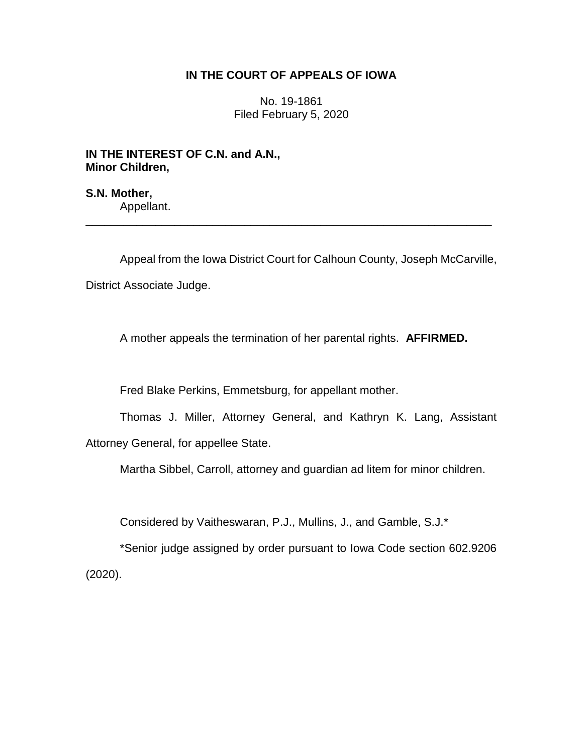**IN THE COURT OF APPEALS OF IOWA**

No. 19-1861
Filed February 5, 2020

**IN THE INTEREST OF C.N. and A.N.,
Minor Children,**

**S.N. Mother,**
Appellant.

________________________________________________________________

Appeal from the Iowa District Court for Calhoun County, Joseph McCarville, District Associate Judge.

A mother appeals the termination of her parental rights. **AFFIRMED.**

Fred Blake Perkins, Emmetsburg, for appellant mother.

Thomas J. Miller, Attorney General, and Kathryn K. Lang, Assistant Attorney General, for appellee State.

Martha Sibbel, Carroll, attorney and guardian ad litem for minor children.

Considered by Vaitheswaran, P.J., Mullins, J., and Gamble, S.J.*

*Senior judge assigned by order pursuant to Iowa Code section 602.9206 (2020).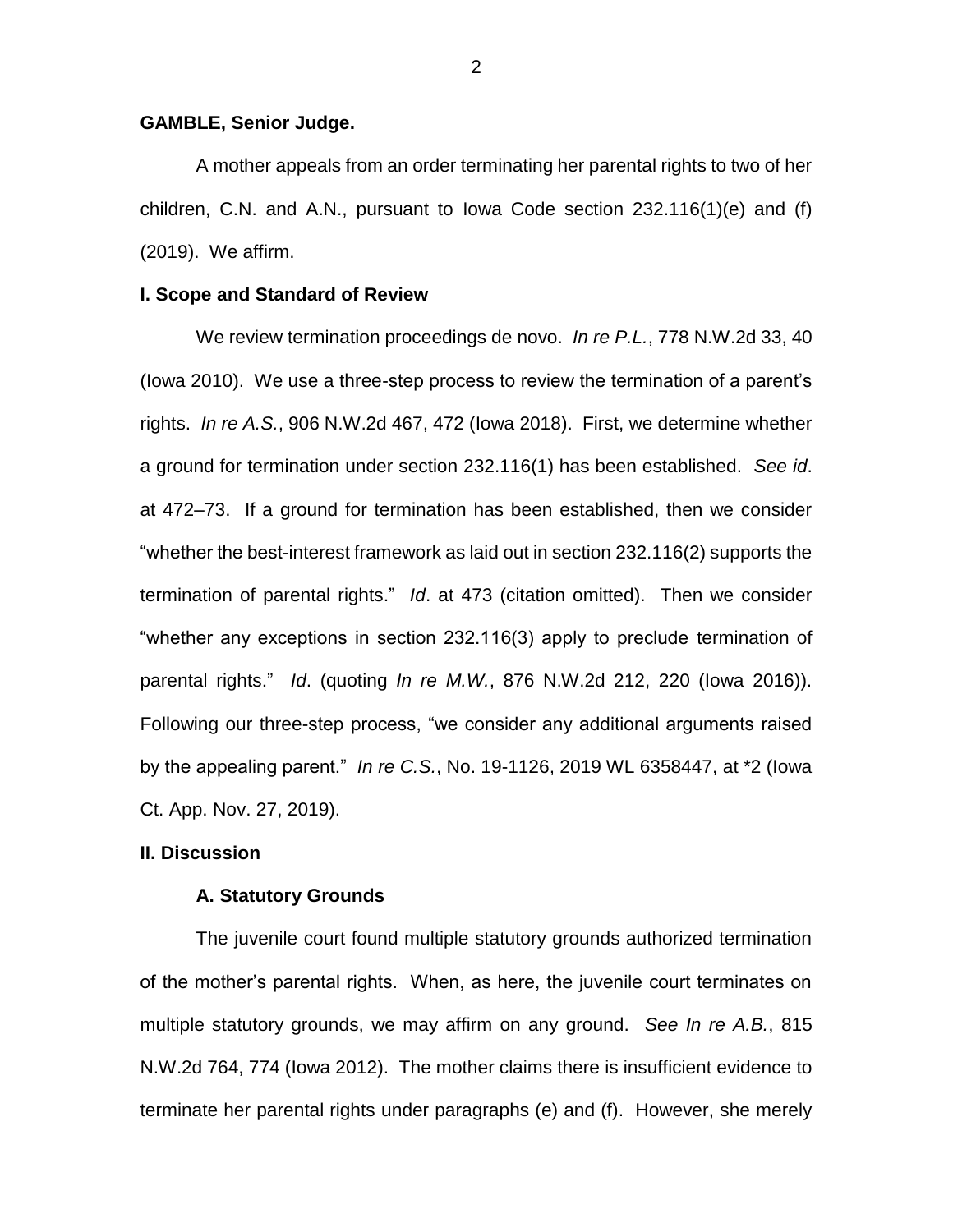**GAMBLE, Senior Judge.**

A mother appeals from an order terminating her parental rights to two of her children, C.N. and A.N., pursuant to Iowa Code section 232.116(1)(e) and (f) (2019). We affirm.

**I. Scope and Standard of Review**

We review termination proceedings de novo. *In re P.L.*, 778 N.W.2d 33, 40 (Iowa 2010). We use a three-step process to review the termination of a parent's rights. *In re A.S.*, 906 N.W.2d 467, 472 (Iowa 2018). First, we determine whether a ground for termination under section 232.116(1) has been established. *See id*. at 472–73. If a ground for termination has been established, then we consider "whether the best-interest framework as laid out in section 232.116(2) supports the termination of parental rights." *Id*. at 473 (citation omitted). Then we consider "whether any exceptions in section 232.116(3) apply to preclude termination of parental rights." *Id*. (quoting *In re M.W.*, 876 N.W.2d 212, 220 (Iowa 2016)). Following our three-step process, "we consider any additional arguments raised by the appealing parent." *In re C.S.*, No. 19-1126, 2019 WL 6358447, at *2 (Iowa Ct. App. Nov. 27, 2019).

**II. Discussion**

**A. Statutory Grounds**

The juvenile court found multiple statutory grounds authorized termination of the mother's parental rights. When, as here, the juvenile court terminates on multiple statutory grounds, we may affirm on any ground. *See In re A.B.*, 815 N.W.2d 764, 774 (Iowa 2012). The mother claims there is insufficient evidence to terminate her parental rights under paragraphs (e) and (f). However, she merely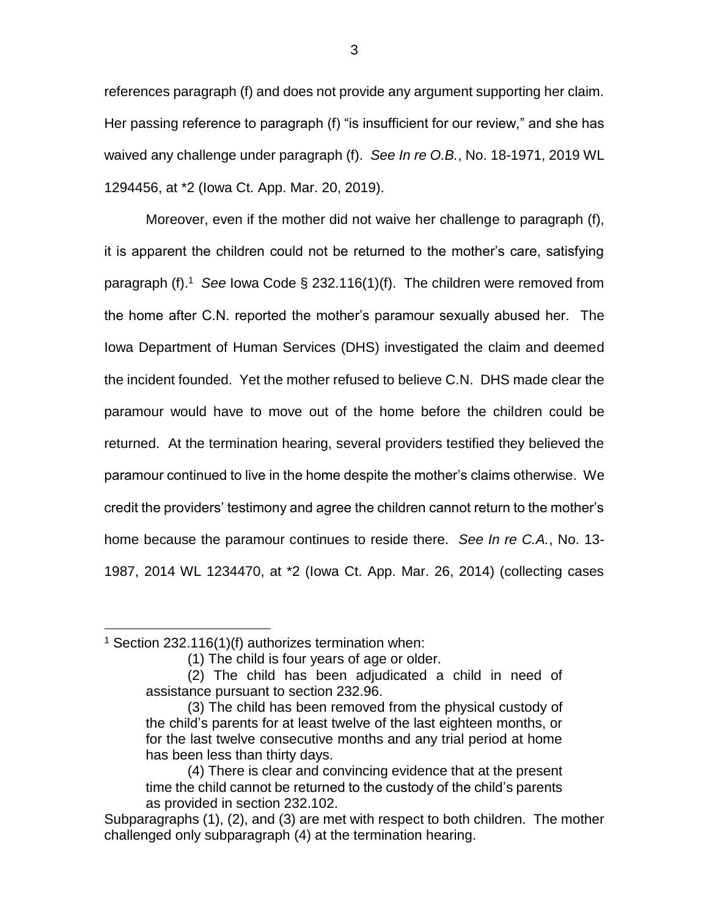references paragraph (f) and does not provide any argument supporting her claim. Her passing reference to paragraph (f) "is insufficient for our review," and she has waived any challenge under paragraph (f). *See In re O.B.*, No. 18-1971, 2019 WL 1294456, at *2 (Iowa Ct. App. Mar. 20, 2019).

Moreover, even if the mother did not waive her challenge to paragraph (f), it is apparent the children could not be returned to the mother's care, satisfying paragraph (f).[1] *See* Iowa Code § 232.116(1)(f). The children were removed from the home after C.N. reported the mother's paramour sexually abused her. The Iowa Department of Human Services (DHS) investigated the claim and deemed the incident founded. Yet the mother refused to believe C.N. DHS made clear the paramour would have to move out of the home before the children could be returned. At the termination hearing, several providers testified they believed the paramour continued to live in the home despite the mother's claims otherwise. We credit the providers' testimony and agree the children cannot return to the mother's home because the paramour continues to reside there. *See In re C.A.*, No. 13-1987, 2014 WL 1234470, at *2 (Iowa Ct. App. Mar. 26, 2014) (collecting cases

---

[1] Section 232.116(1)(f) authorizes termination when:

> (1) The child is four years of age or older.
>
> (2) The child has been adjudicated a child in need of assistance pursuant to section 232.96.
>
> (3) The child has been removed from the physical custody of the child's parents for at least twelve of the last eighteen months, or for the last twelve consecutive months and any trial period at home has been less than thirty days.
>
> (4) There is clear and convincing evidence that at the present time the child cannot be returned to the custody of the child's parents as provided in section 232.102.

Subparagraphs (1), (2), and (3) are met with respect to both children. The mother challenged only subparagraph (4) at the termination hearing.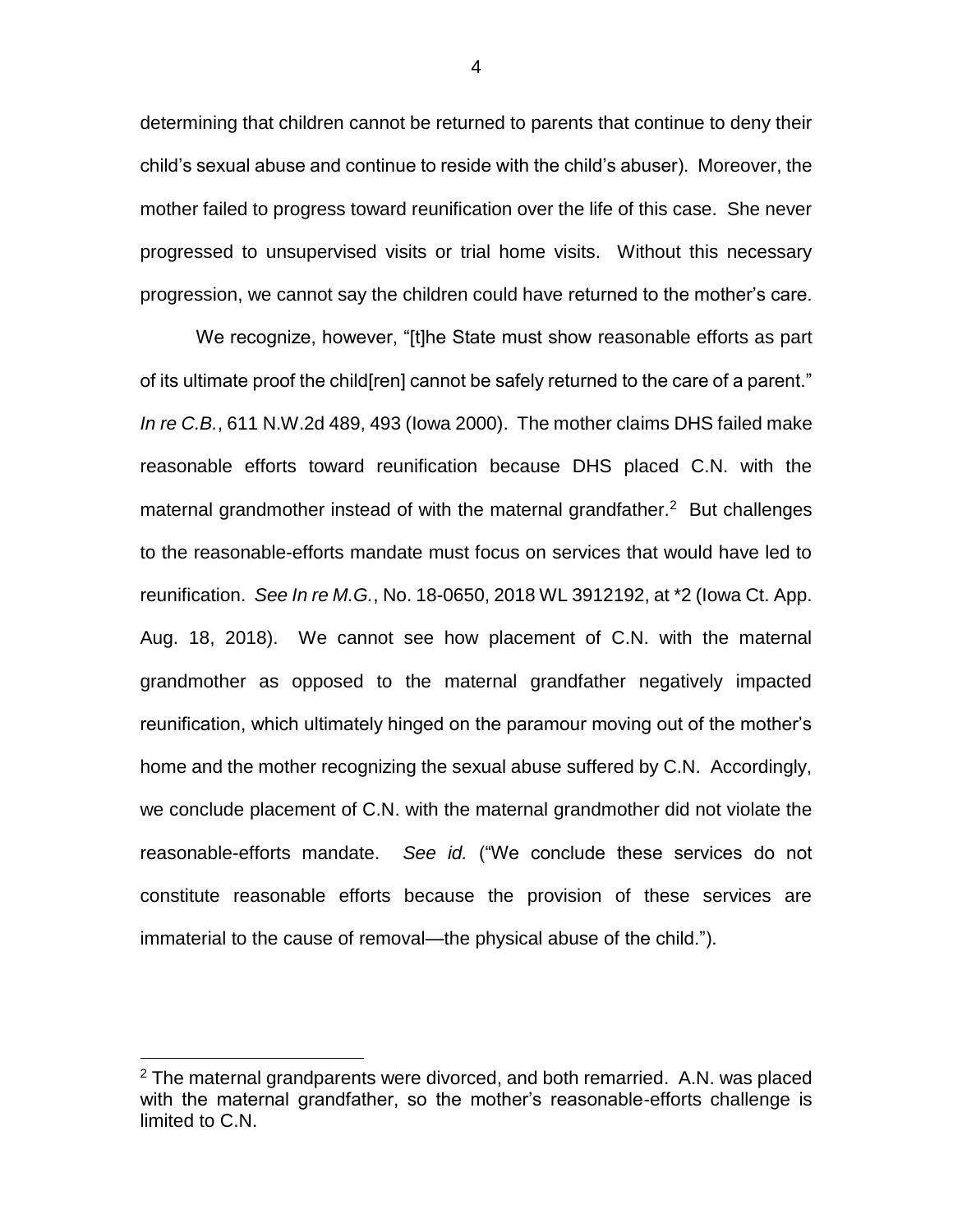determining that children cannot be returned to parents that continue to deny their child's sexual abuse and continue to reside with the child's abuser). Moreover, the mother failed to progress toward reunification over the life of this case. She never progressed to unsupervised visits or trial home visits. Without this necessary progression, we cannot say the children could have returned to the mother's care.

We recognize, however, "[t]he State must show reasonable efforts as part of its ultimate proof the child[ren] cannot be safely returned to the care of a parent." *In re C.B.*, 611 N.W.2d 489, 493 (Iowa 2000). The mother claims DHS failed make reasonable efforts toward reunification because DHS placed C.N. with the maternal grandmother instead of with the maternal grandfather.[2] But challenges to the reasonable-efforts mandate must focus on services that would have led to reunification. *See In re M.G.*, No. 18-0650, 2018 WL 3912192, at *2 (Iowa Ct. App. Aug. 18, 2018). We cannot see how placement of C.N. with the maternal grandmother as opposed to the maternal grandfather negatively impacted reunification, which ultimately hinged on the paramour moving out of the mother's home and the mother recognizing the sexual abuse suffered by C.N. Accordingly, we conclude placement of C.N. with the maternal grandmother did not violate the reasonable-efforts mandate. *See id.* ("We conclude these services do not constitute reasonable efforts because the provision of these services are immaterial to the cause of removal—the physical abuse of the child.").

[2] The maternal grandparents were divorced, and both remarried. A.N. was placed with the maternal grandfather, so the mother's reasonable-efforts challenge is limited to C.N.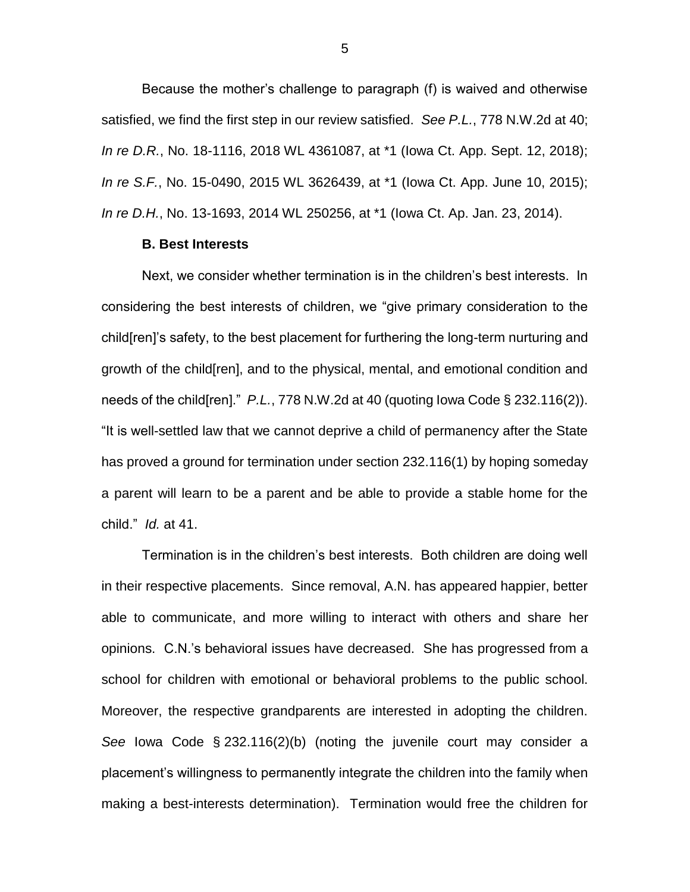Because the mother's challenge to paragraph (f) is waived and otherwise satisfied, we find the first step in our review satisfied. *See P.L.*, 778 N.W.2d at 40; *In re D.R.*, No. 18-1116, 2018 WL 4361087, at *1 (Iowa Ct. App. Sept. 12, 2018); *In re S.F.*, No. 15-0490, 2015 WL 3626439, at *1 (Iowa Ct. App. June 10, 2015); *In re D.H.*, No. 13-1693, 2014 WL 250256, at *1 (Iowa Ct. Ap. Jan. 23, 2014).

**B. Best Interests**

Next, we consider whether termination is in the children's best interests. In considering the best interests of children, we "give primary consideration to the child[ren]'s safety, to the best placement for furthering the long-term nurturing and growth of the child[ren], and to the physical, mental, and emotional condition and needs of the child[ren]." *P.L.*, 778 N.W.2d at 40 (quoting Iowa Code § 232.116(2)). "It is well-settled law that we cannot deprive a child of permanency after the State has proved a ground for termination under section 232.116(1) by hoping someday a parent will learn to be a parent and be able to provide a stable home for the child." *Id.* at 41.

Termination is in the children's best interests. Both children are doing well in their respective placements. Since removal, A.N. has appeared happier, better able to communicate, and more willing to interact with others and share her opinions. C.N.'s behavioral issues have decreased. She has progressed from a school for children with emotional or behavioral problems to the public school. Moreover, the respective grandparents are interested in adopting the children. *See* Iowa Code § 232.116(2)(b) (noting the juvenile court may consider a placement's willingness to permanently integrate the children into the family when making a best-interests determination). Termination would free the children for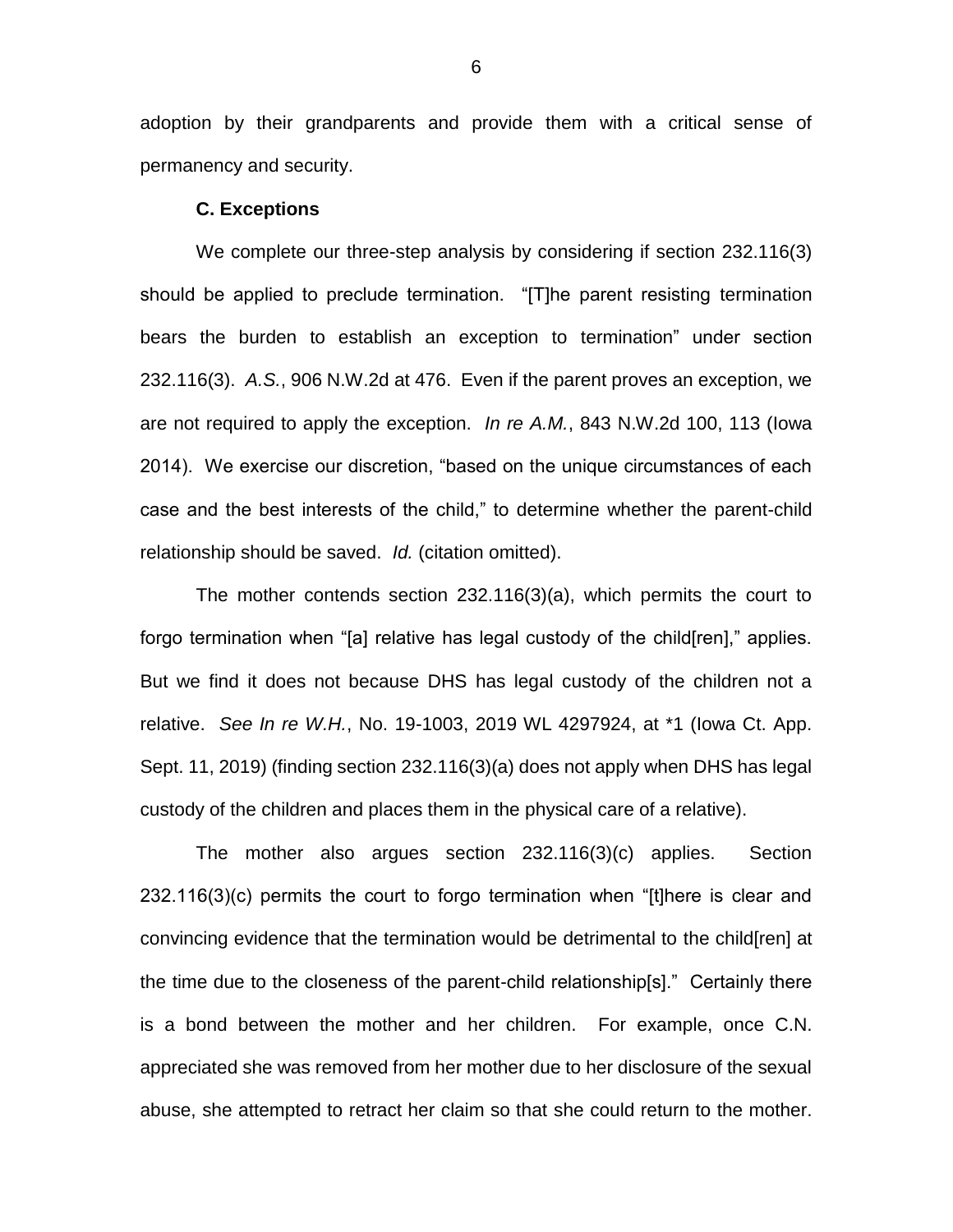adoption by their grandparents and provide them with a critical sense of permanency and security.

**C. Exceptions**

We complete our three-step analysis by considering if section 232.116(3) should be applied to preclude termination. "[T]he parent resisting termination bears the burden to establish an exception to termination" under section 232.116(3). *A.S.*, 906 N.W.2d at 476. Even if the parent proves an exception, we are not required to apply the exception. *In re A.M.*, 843 N.W.2d 100, 113 (Iowa 2014). We exercise our discretion, "based on the unique circumstances of each case and the best interests of the child," to determine whether the parent-child relationship should be saved. *Id.* (citation omitted).

The mother contends section 232.116(3)(a), which permits the court to forgo termination when "[a] relative has legal custody of the child[ren]," applies. But we find it does not because DHS has legal custody of the children not a relative. *See In re W.H.*, No. 19-1003, 2019 WL 4297924, at *1 (Iowa Ct. App. Sept. 11, 2019) (finding section 232.116(3)(a) does not apply when DHS has legal custody of the children and places them in the physical care of a relative).

The mother also argues section 232.116(3)(c) applies. Section 232.116(3)(c) permits the court to forgo termination when "[t]here is clear and convincing evidence that the termination would be detrimental to the child[ren] at the time due to the closeness of the parent-child relationship[s]." Certainly there is a bond between the mother and her children. For example, once C.N. appreciated she was removed from her mother due to her disclosure of the sexual abuse, she attempted to retract her claim so that she could return to the mother.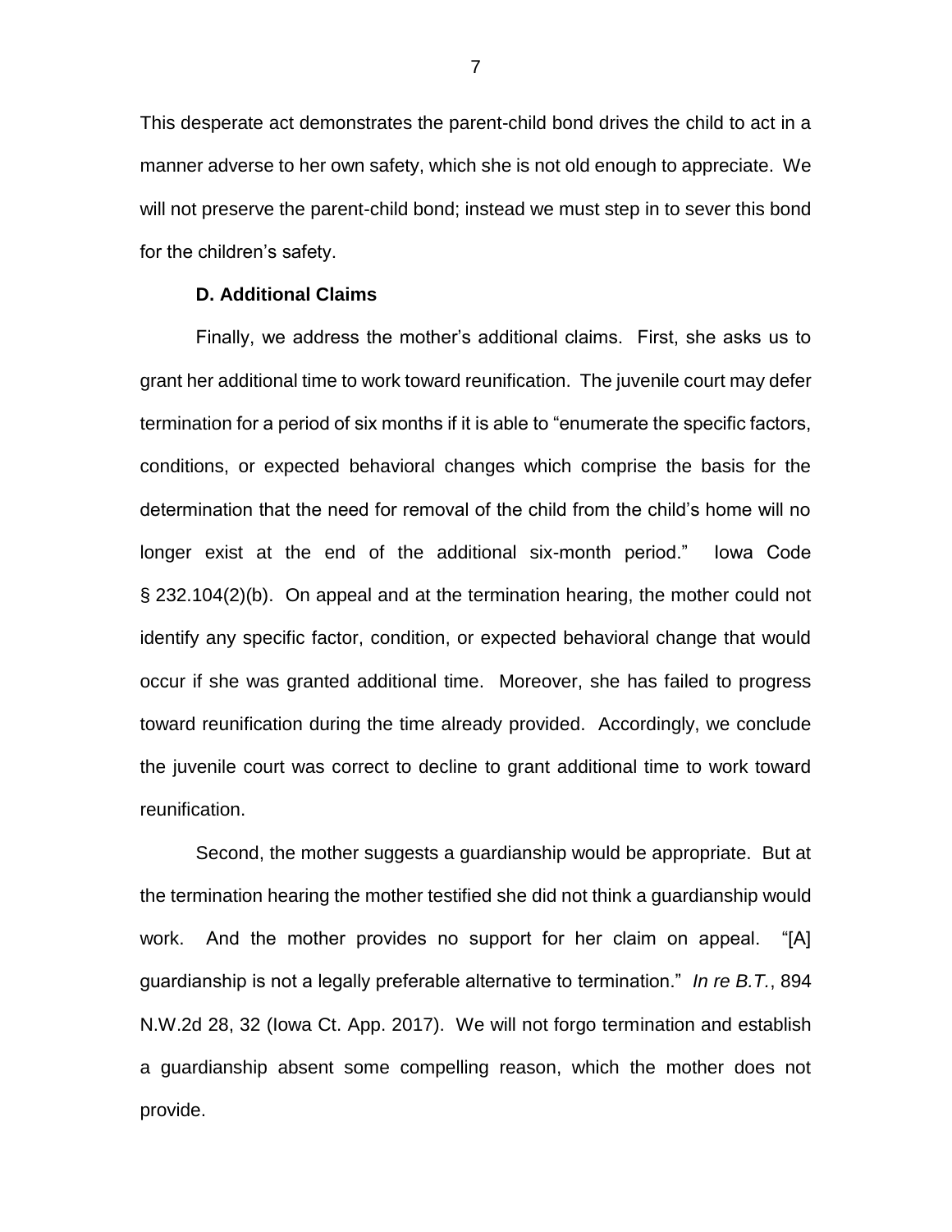This desperate act demonstrates the parent-child bond drives the child to act in a manner adverse to her own safety, which she is not old enough to appreciate. We will not preserve the parent-child bond; instead we must step in to sever this bond for the children's safety.

**D. Additional Claims**

Finally, we address the mother's additional claims. First, she asks us to grant her additional time to work toward reunification. The juvenile court may defer termination for a period of six months if it is able to "enumerate the specific factors, conditions, or expected behavioral changes which comprise the basis for the determination that the need for removal of the child from the child's home will no longer exist at the end of the additional six-month period." Iowa Code § 232.104(2)(b). On appeal and at the termination hearing, the mother could not identify any specific factor, condition, or expected behavioral change that would occur if she was granted additional time. Moreover, she has failed to progress toward reunification during the time already provided. Accordingly, we conclude the juvenile court was correct to decline to grant additional time to work toward reunification.

Second, the mother suggests a guardianship would be appropriate. But at the termination hearing the mother testified she did not think a guardianship would work. And the mother provides no support for her claim on appeal. "[A] guardianship is not a legally preferable alternative to termination." *In re B.T.*, 894 N.W.2d 28, 32 (Iowa Ct. App. 2017). We will not forgo termination and establish a guardianship absent some compelling reason, which the mother does not provide.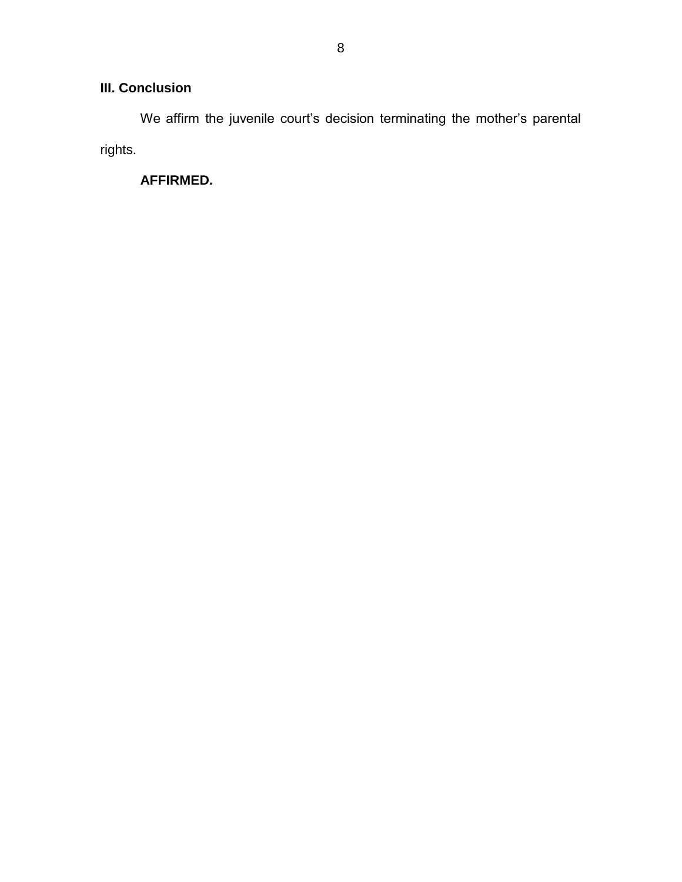### III. Conclusion

We affirm the juvenile court's decision terminating the mother's parental rights.

**AFFIRMED.**